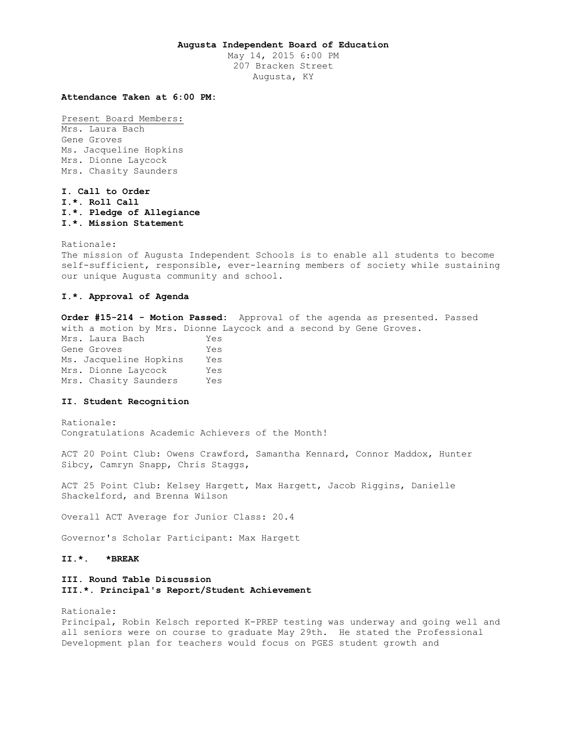**Augusta Independent Board of Education**

May 14, 2015 6:00 PM
207 Bracken Street
Augusta, KY

**Attendance Taken at 6:00 PM:**

Present Board Members:
Mrs. Laura Bach
Gene Groves
Ms. Jacqueline Hopkins
Mrs. Dionne Laycock
Mrs. Chasity Saunders

**I. Call to Order**
**I.*. Roll Call**
**I.*. Pledge of Allegiance**
**I.*. Mission Statement**

Rationale:
The mission of Augusta Independent Schools is to enable all students to become self-sufficient, responsible, ever-learning members of society while sustaining our unique Augusta community and school.

**I.*. Approval of Agenda**

**Order #15-214 - Motion Passed:** Approval of the agenda as presented. Passed with a motion by Mrs. Dionne Laycock and a second by Gene Groves.

| | |
|---|---|
| Mrs. Laura Bach | Yes |
| Gene Groves | Yes |
| Ms. Jacqueline Hopkins | Yes |
| Mrs. Dionne Laycock | Yes |
| Mrs. Chasity Saunders | Yes |

**II. Student Recognition**

Rationale:
Congratulations Academic Achievers of the Month!

ACT 20 Point Club: Owens Crawford, Samantha Kennard, Connor Maddox, Hunter Sibcy, Camryn Snapp, Chris Staggs,

ACT 25 Point Club: Kelsey Hargett, Max Hargett, Jacob Riggins, Danielle Shackelford, and Brenna Wilson

Overall ACT Average for Junior Class: 20.4

Governor's Scholar Participant: Max Hargett

**II.*. \*BREAK**

**III. Round Table Discussion**
**III.*. Principal's Report/Student Achievement**

Rationale:
Principal, Robin Kelsch reported K-PREP testing was underway and going well and all seniors were on course to graduate May 29th. He stated the Professional Development plan for teachers would focus on PGES student growth and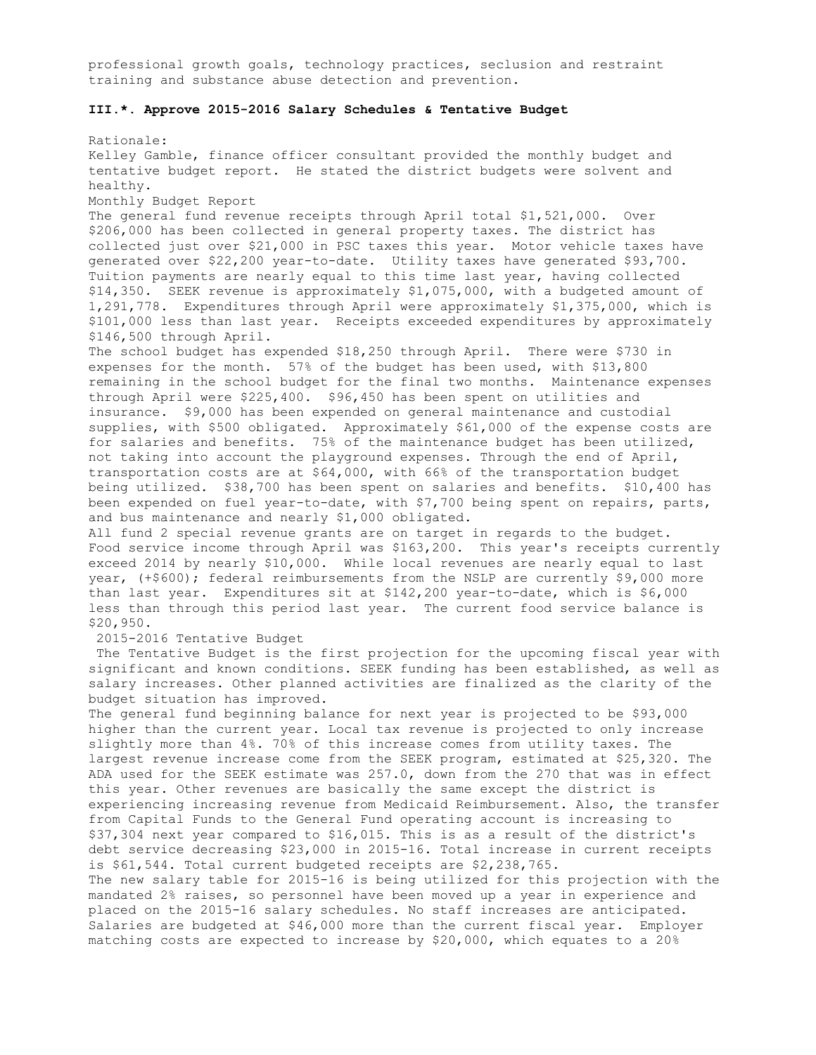professional growth goals, technology practices, seclusion and restraint training and substance abuse detection and prevention.

**III.*. Approve 2015-2016 Salary Schedules & Tentative Budget**

Rationale:
Kelley Gamble, finance officer consultant provided the monthly budget and tentative budget report. He stated the district budgets were solvent and healthy.

Monthly Budget Report

The general fund revenue receipts through April total $1,521,000. Over $206,000 has been collected in general property taxes. The district has collected just over $21,000 in PSC taxes this year. Motor vehicle taxes have generated over $22,200 year-to-date. Utility taxes have generated $93,700. Tuition payments are nearly equal to this time last year, having collected $14,350. SEEK revenue is approximately $1,075,000, with a budgeted amount of 1,291,778. Expenditures through April were approximately $1,375,000, which is $101,000 less than last year. Receipts exceeded expenditures by approximately $146,500 through April.

The school budget has expended $18,250 through April. There were $730 in expenses for the month. 57% of the budget has been used, with $13,800 remaining in the school budget for the final two months. Maintenance expenses through April were $225,400. $96,450 has been spent on utilities and insurance. $9,000 has been expended on general maintenance and custodial supplies, with $500 obligated. Approximately $61,000 of the expense costs are for salaries and benefits. 75% of the maintenance budget has been utilized, not taking into account the playground expenses. Through the end of April, transportation costs are at $64,000, with 66% of the transportation budget being utilized. $38,700 has been spent on salaries and benefits. $10,400 has been expended on fuel year-to-date, with $7,700 being spent on repairs, parts, and bus maintenance and nearly $1,000 obligated.

All fund 2 special revenue grants are on target in regards to the budget. Food service income through April was $163,200. This year's receipts currently exceed 2014 by nearly $10,000. While local revenues are nearly equal to last year, (+$600); federal reimbursements from the NSLP are currently $9,000 more than last year. Expenditures sit at $142,200 year-to-date, which is $6,000 less than through this period last year. The current food service balance is $20,950.

2015-2016 Tentative Budget

The Tentative Budget is the first projection for the upcoming fiscal year with significant and known conditions. SEEK funding has been established, as well as salary increases. Other planned activities are finalized as the clarity of the budget situation has improved.

The general fund beginning balance for next year is projected to be $93,000 higher than the current year. Local tax revenue is projected to only increase slightly more than 4%. 70% of this increase comes from utility taxes. The largest revenue increase come from the SEEK program, estimated at $25,320. The ADA used for the SEEK estimate was 257.0, down from the 270 that was in effect this year. Other revenues are basically the same except the district is experiencing increasing revenue from Medicaid Reimbursement. Also, the transfer from Capital Funds to the General Fund operating account is increasing to $37,304 next year compared to $16,015. This is as a result of the district's debt service decreasing $23,000 in 2015-16. Total increase in current receipts is $61,544. Total current budgeted receipts are $2,238,765.

The new salary table for 2015-16 is being utilized for this projection with the mandated 2% raises, so personnel have been moved up a year in experience and placed on the 2015-16 salary schedules. No staff increases are anticipated. Salaries are budgeted at $46,000 more than the current fiscal year. Employer matching costs are expected to increase by $20,000, which equates to a 20%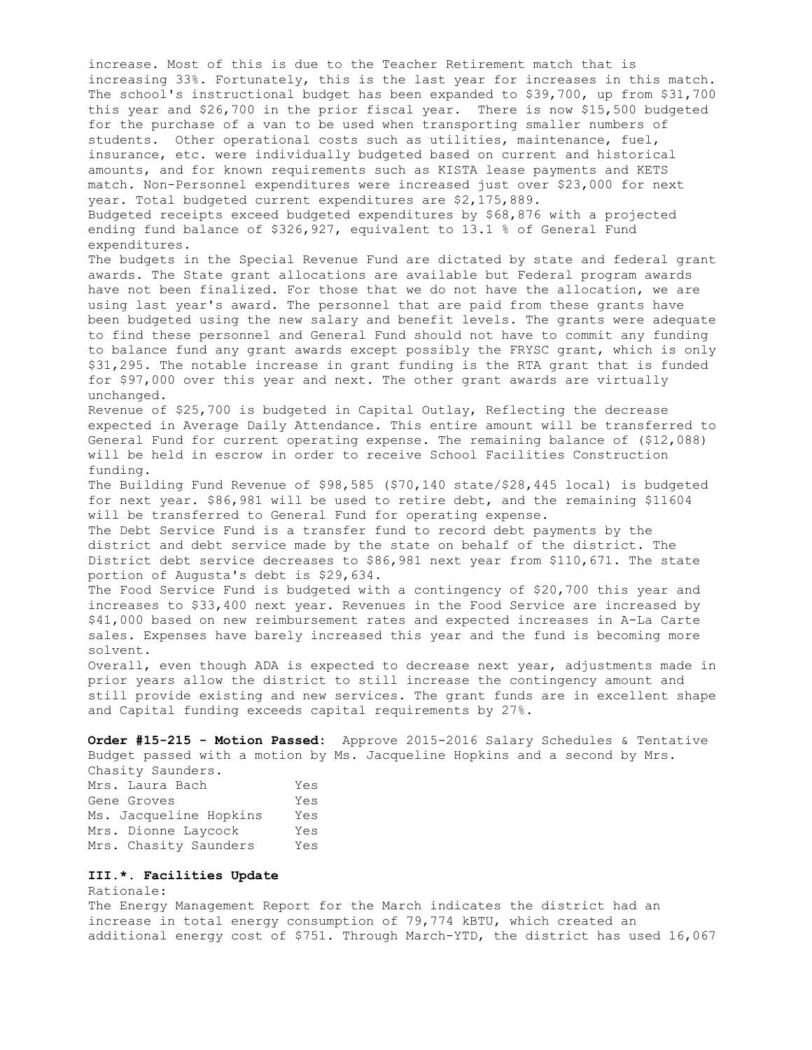increase. Most of this is due to the Teacher Retirement match that is increasing 33%. Fortunately, this is the last year for increases in this match. The school's instructional budget has been expanded to $39,700, up from $31,700 this year and $26,700 in the prior fiscal year. There is now $15,500 budgeted for the purchase of a van to be used when transporting smaller numbers of students. Other operational costs such as utilities, maintenance, fuel, insurance, etc. were individually budgeted based on current and historical amounts, and for known requirements such as KISTA lease payments and KETS match. Non-Personnel expenditures were increased just over $23,000 for next year. Total budgeted current expenditures are $2,175,889.

Budgeted receipts exceed budgeted expenditures by $68,876 with a projected ending fund balance of $326,927, equivalent to 13.1 % of General Fund expenditures.

The budgets in the Special Revenue Fund are dictated by state and federal grant awards. The State grant allocations are available but Federal program awards have not been finalized. For those that we do not have the allocation, we are using last year's award. The personnel that are paid from these grants have been budgeted using the new salary and benefit levels. The grants were adequate to find these personnel and General Fund should not have to commit any funding to balance fund any grant awards except possibly the FRYSC grant, which is only $31,295. The notable increase in grant funding is the RTA grant that is funded for $97,000 over this year and next. The other grant awards are virtually unchanged.

Revenue of $25,700 is budgeted in Capital Outlay, Reflecting the decrease expected in Average Daily Attendance. This entire amount will be transferred to General Fund for current operating expense. The remaining balance of ($12,088) will be held in escrow in order to receive School Facilities Construction funding.

The Building Fund Revenue of $98,585 ($70,140 state/$28,445 local) is budgeted for next year. $86,981 will be used to retire debt, and the remaining $11604 will be transferred to General Fund for operating expense.

The Debt Service Fund is a transfer fund to record debt payments by the district and debt service made by the state on behalf of the district. The District debt service decreases to $86,981 next year from $110,671. The state portion of Augusta's debt is $29,634.

The Food Service Fund is budgeted with a contingency of $20,700 this year and increases to $33,400 next year. Revenues in the Food Service are increased by $41,000 based on new reimbursement rates and expected increases in A-La Carte sales. Expenses have barely increased this year and the fund is becoming more solvent.

Overall, even though ADA is expected to decrease next year, adjustments made in prior years allow the district to still increase the contingency amount and still provide existing and new services. The grant funds are in excellent shape and Capital funding exceeds capital requirements by 27%.

**Order #15-215 - Motion Passed:** Approve 2015-2016 Salary Schedules & Tentative Budget passed with a motion by Ms. Jacqueline Hopkins and a second by Mrs. Chasity Saunders.

| | |
|---|---|
| Mrs. Laura Bach | Yes |
| Gene Groves | Yes |
| Ms. Jacqueline Hopkins | Yes |
| Mrs. Dionne Laycock | Yes |
| Mrs. Chasity Saunders | Yes |

### III.*. Facilities Update

Rationale:

The Energy Management Report for the March indicates the district had an increase in total energy consumption of 79,774 kBTU, which created an additional energy cost of $751. Through March-YTD, the district has used 16,067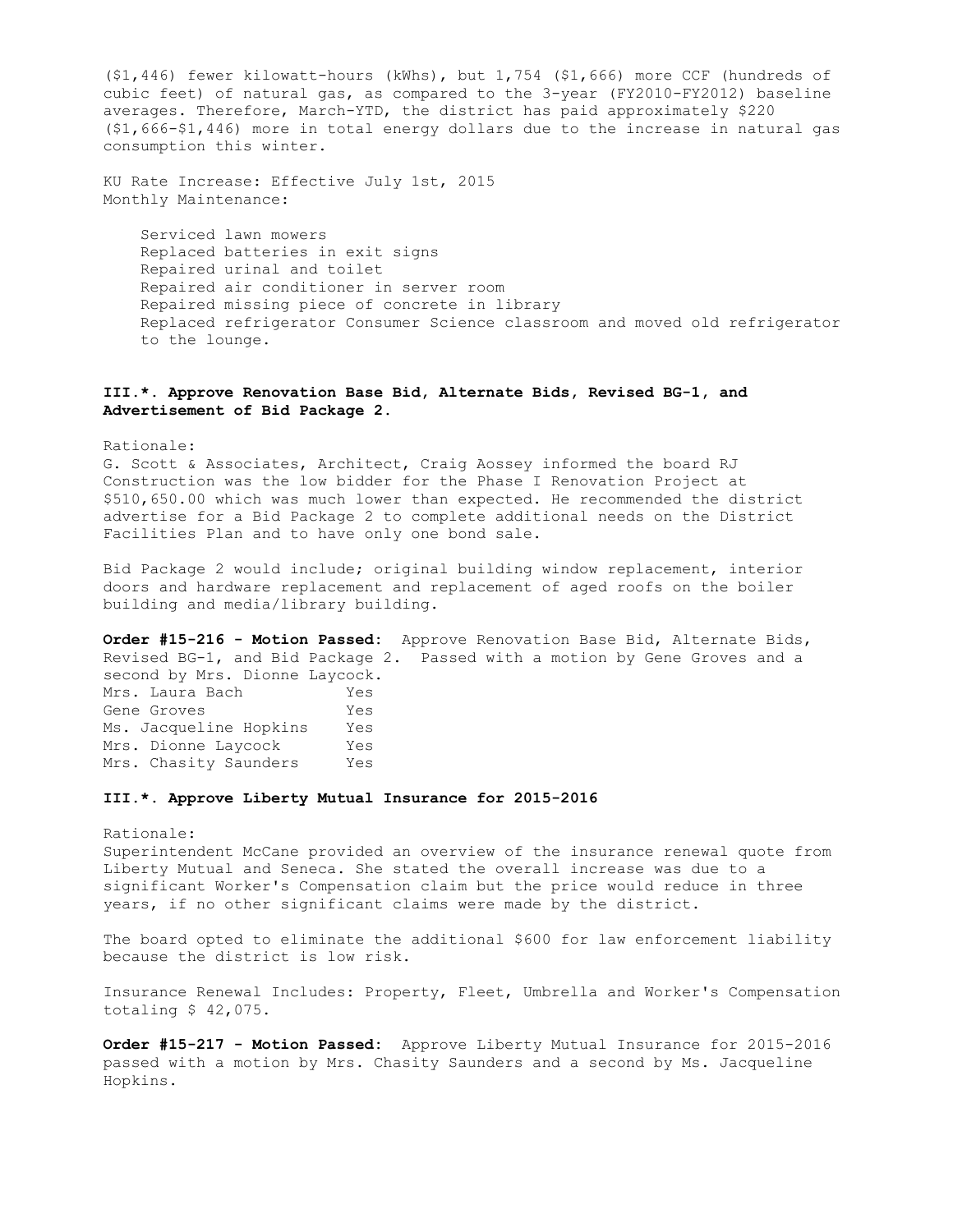($1,446) fewer kilowatt-hours (kWhs), but 1,754 ($1,666) more CCF (hundreds of cubic feet) of natural gas, as compared to the 3-year (FY2010-FY2012) baseline averages. Therefore, March-YTD, the district has paid approximately $220 ($1,666-$1,446) more in total energy dollars due to the increase in natural gas consumption this winter.

KU Rate Increase: Effective July 1st, 2015
Monthly Maintenance:

- Serviced lawn mowers
- Replaced batteries in exit signs
- Repaired urinal and toilet
- Repaired air conditioner in server room
- Repaired missing piece of concrete in library
- Replaced refrigerator Consumer Science classroom and moved old refrigerator to the lounge.

**III.*. Approve Renovation Base Bid, Alternate Bids, Revised BG-1, and Advertisement of Bid Package 2.**

Rationale:
G. Scott & Associates, Architect, Craig Aossey informed the board RJ Construction was the low bidder for the Phase I Renovation Project at $510,650.00 which was much lower than expected. He recommended the district advertise for a Bid Package 2 to complete additional needs on the District Facilities Plan and to have only one bond sale.

Bid Package 2 would include; original building window replacement, interior doors and hardware replacement and replacement of aged roofs on the boiler building and media/library building.

**Order #15-216 - Motion Passed:** Approve Renovation Base Bid, Alternate Bids, Revised BG-1, and Bid Package 2. Passed with a motion by Gene Groves and a second by Mrs. Dionne Laycock.

| | |
|---|---|
| Mrs. Laura Bach | Yes |
| Gene Groves | Yes |
| Ms. Jacqueline Hopkins | Yes |
| Mrs. Dionne Laycock | Yes |
| Mrs. Chasity Saunders | Yes |

**III.*. Approve Liberty Mutual Insurance for 2015-2016**

Rationale:
Superintendent McCane provided an overview of the insurance renewal quote from Liberty Mutual and Seneca. She stated the overall increase was due to a significant Worker's Compensation claim but the price would reduce in three years, if no other significant claims were made by the district.

The board opted to eliminate the additional $600 for law enforcement liability because the district is low risk.

Insurance Renewal Includes: Property, Fleet, Umbrella and Worker's Compensation totaling $ 42,075.

**Order #15-217 - Motion Passed:** Approve Liberty Mutual Insurance for 2015-2016 passed with a motion by Mrs. Chasity Saunders and a second by Ms. Jacqueline Hopkins.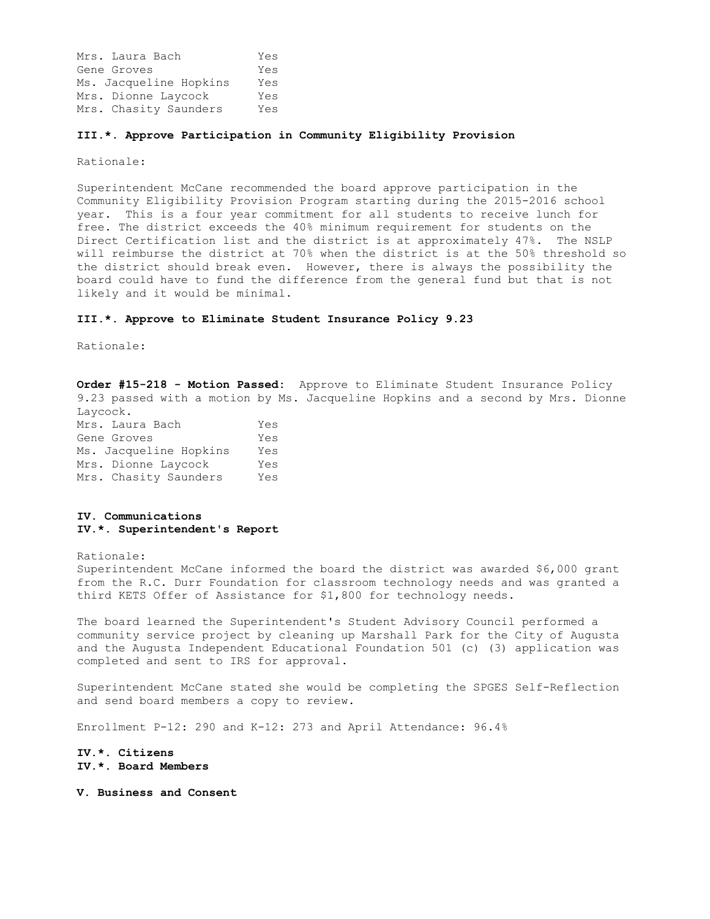| | |
|---|---|
| Mrs. Laura Bach | Yes |
| Gene Groves | Yes |
| Ms. Jacqueline Hopkins | Yes |
| Mrs. Dionne Laycock | Yes |
| Mrs. Chasity Saunders | Yes |

**III.*. Approve Participation in Community Eligibility Provision**

Rationale:

Superintendent McCane recommended the board approve participation in the Community Eligibility Provision Program starting during the 2015-2016 school year. This is a four year commitment for all students to receive lunch for free. The district exceeds the 40% minimum requirement for students on the Direct Certification list and the district is at approximately 47%. The NSLP will reimburse the district at 70% when the district is at the 50% threshold so the district should break even. However, there is always the possibility the board could have to fund the difference from the general fund but that is not likely and it would be minimal.

**III.*. Approve to Eliminate Student Insurance Policy 9.23**

Rationale:

**Order #15-218 - Motion Passed:** Approve to Eliminate Student Insurance Policy 9.23 passed with a motion by Ms. Jacqueline Hopkins and a second by Mrs. Dionne Laycock.

| | |
|---|---|
| Mrs. Laura Bach | Yes |
| Gene Groves | Yes |
| Ms. Jacqueline Hopkins | Yes |
| Mrs. Dionne Laycock | Yes |
| Mrs. Chasity Saunders | Yes |

**IV. Communications**
**IV.*. Superintendent's Report**

Rationale:
Superintendent McCane informed the board the district was awarded $6,000 grant from the R.C. Durr Foundation for classroom technology needs and was granted a third KETS Offer of Assistance for $1,800 for technology needs.

The board learned the Superintendent's Student Advisory Council performed a community service project by cleaning up Marshall Park for the City of Augusta and the Augusta Independent Educational Foundation 501 (c) (3) application was completed and sent to IRS for approval.

Superintendent McCane stated she would be completing the SPGES Self-Reflection and send board members a copy to review.

Enrollment P-12: 290 and K-12: 273 and April Attendance: 96.4%

**IV.*. Citizens**
**IV.*. Board Members**

**V. Business and Consent**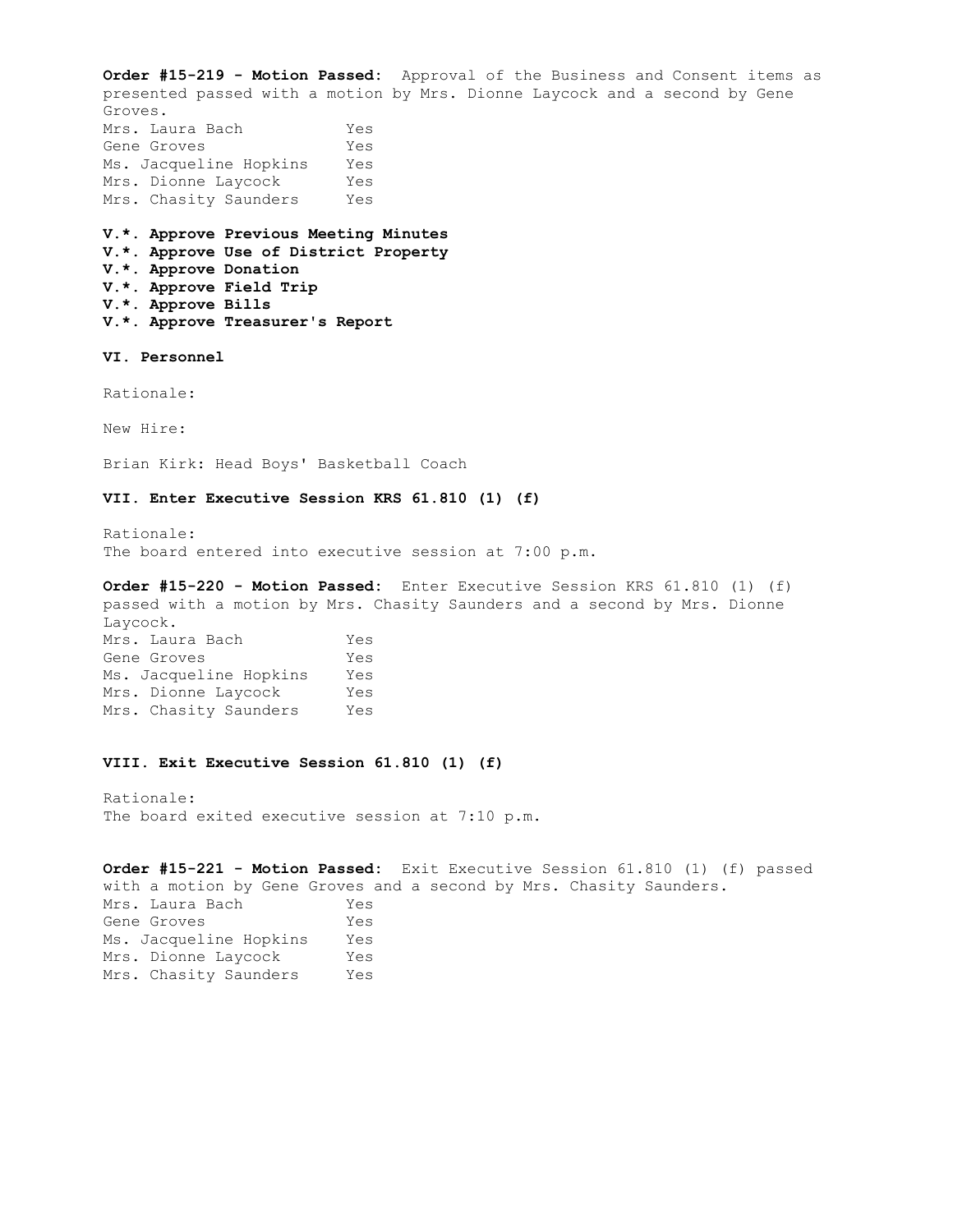**Order #15-219 - Motion Passed:** Approval of the Business and Consent items as presented passed with a motion by Mrs. Dionne Laycock and a second by Gene Groves.

| | |
|---|---|
| Mrs. Laura Bach | Yes |
| Gene Groves | Yes |
| Ms. Jacqueline Hopkins | Yes |
| Mrs. Dionne Laycock | Yes |
| Mrs. Chasity Saunders | Yes |

**V.\*. Approve Previous Meeting Minutes**
**V.\*. Approve Use of District Property**
**V.\*. Approve Donation**
**V.\*. Approve Field Trip**
**V.\*. Approve Bills**
**V.\*. Approve Treasurer's Report**

**VI. Personnel**

Rationale:

New Hire:

Brian Kirk: Head Boys' Basketball Coach

**VII. Enter Executive Session KRS 61.810 (1) (f)**

Rationale:
The board entered into executive session at 7:00 p.m.

**Order #15-220 - Motion Passed:** Enter Executive Session KRS 61.810 (1) (f) passed with a motion by Mrs. Chasity Saunders and a second by Mrs. Dionne Laycock.

| | |
|---|---|
| Mrs. Laura Bach | Yes |
| Gene Groves | Yes |
| Ms. Jacqueline Hopkins | Yes |
| Mrs. Dionne Laycock | Yes |
| Mrs. Chasity Saunders | Yes |

**VIII. Exit Executive Session 61.810 (1) (f)**

Rationale:
The board exited executive session at 7:10 p.m.

**Order #15-221 - Motion Passed:** Exit Executive Session 61.810 (1) (f) passed with a motion by Gene Groves and a second by Mrs. Chasity Saunders.

| | |
|---|---|
| Mrs. Laura Bach | Yes |
| Gene Groves | Yes |
| Ms. Jacqueline Hopkins | Yes |
| Mrs. Dionne Laycock | Yes |
| Mrs. Chasity Saunders | Yes |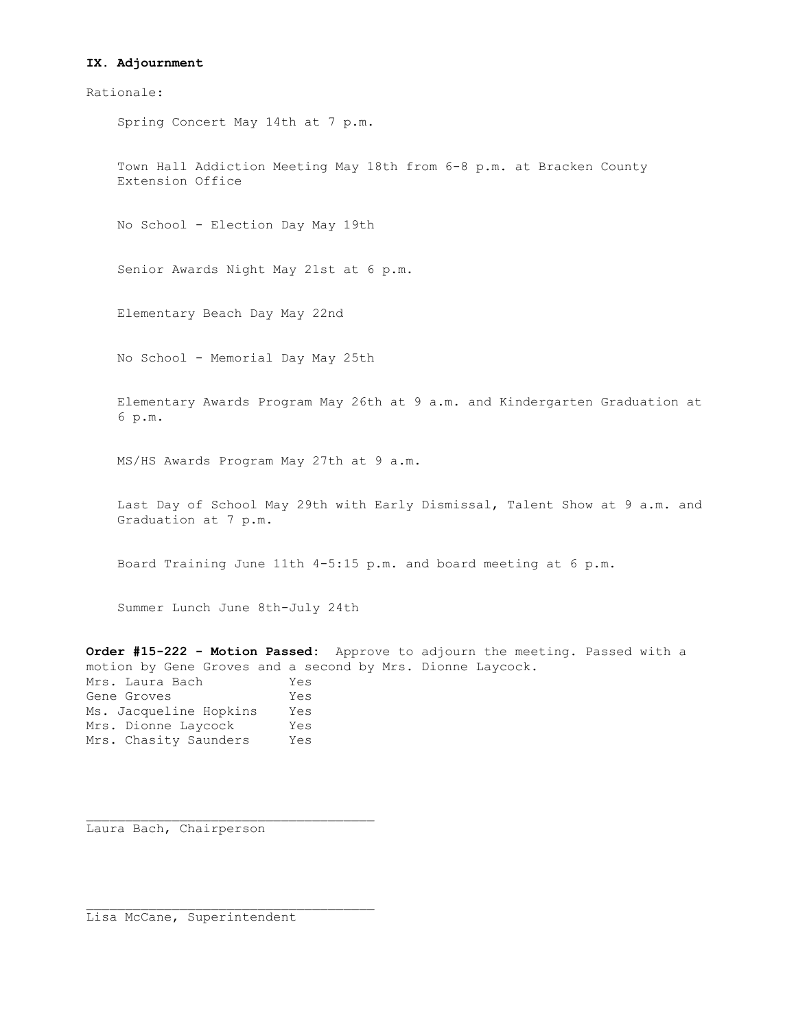**IX. Adjournment**

Rationale:

Spring Concert May 14th at 7 p.m.

Town Hall Addiction Meeting May 18th from 6-8 p.m. at Bracken County Extension Office

No School - Election Day May 19th

Senior Awards Night May 21st at 6 p.m.

Elementary Beach Day May 22nd

No School - Memorial Day May 25th

Elementary Awards Program May 26th at 9 a.m. and Kindergarten Graduation at 6 p.m.

MS/HS Awards Program May 27th at 9 a.m.

Last Day of School May 29th with Early Dismissal, Talent Show at 9 a.m. and Graduation at 7 p.m.

Board Training June 11th 4-5:15 p.m. and board meeting at 6 p.m.

Summer Lunch June 8th-July 24th

**Order #15-222 - Motion Passed:** Approve to adjourn the meeting. Passed with a motion by Gene Groves and a second by Mrs. Dionne Laycock.

| | |
|---|---|
| Mrs. Laura Bach | Yes |
| Gene Groves | Yes |
| Ms. Jacqueline Hopkins | Yes |
| Mrs. Dionne Laycock | Yes |
| Mrs. Chasity Saunders | Yes |

\_\_\_\_\_\_\_\_\_\_\_\_\_\_\_\_\_\_\_\_\_\_\_\_\_\_\_\_\_\_\_\_\_\_\_\_\_
Laura Bach, Chairperson

\_\_\_\_\_\_\_\_\_\_\_\_\_\_\_\_\_\_\_\_\_\_\_\_\_\_\_\_\_\_\_\_\_\_\_\_\_
Lisa McCane, Superintendent